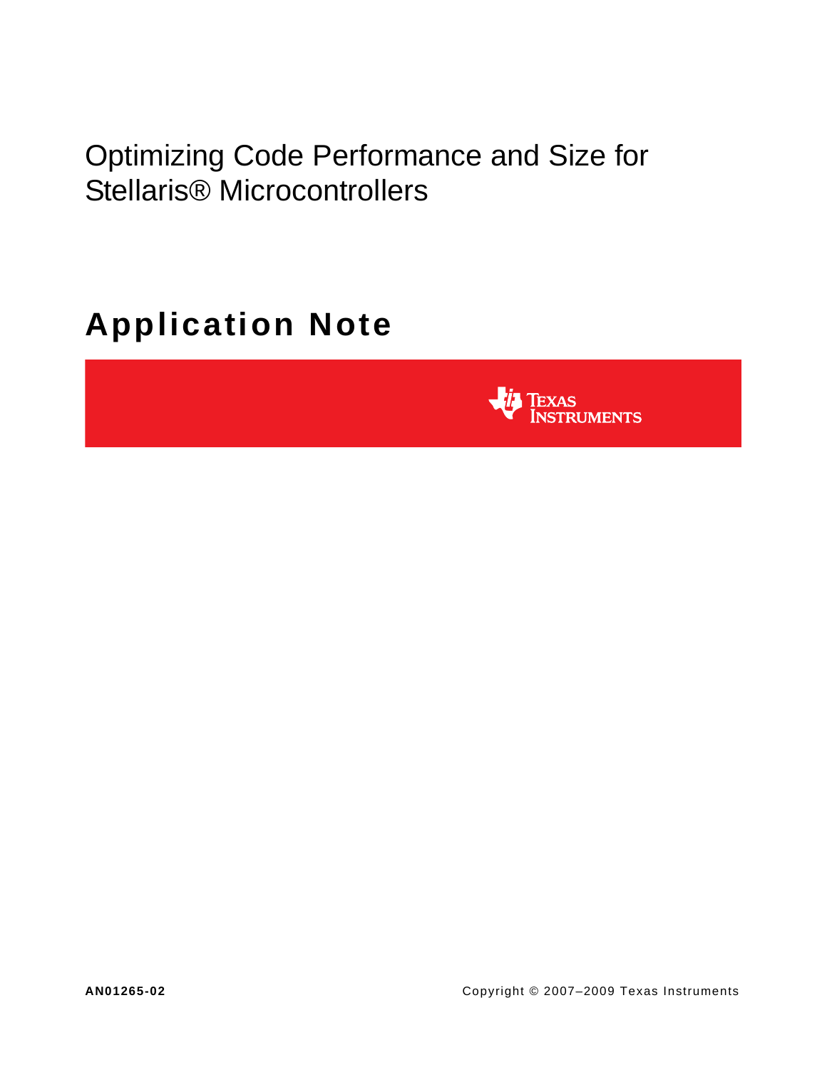# Optimizing Code Performance and Size for Stellaris® Microcontrollers

## Application Note

Texas Instruments

**AN01265-02**

Copyright © 2007–2009 Texas Instruments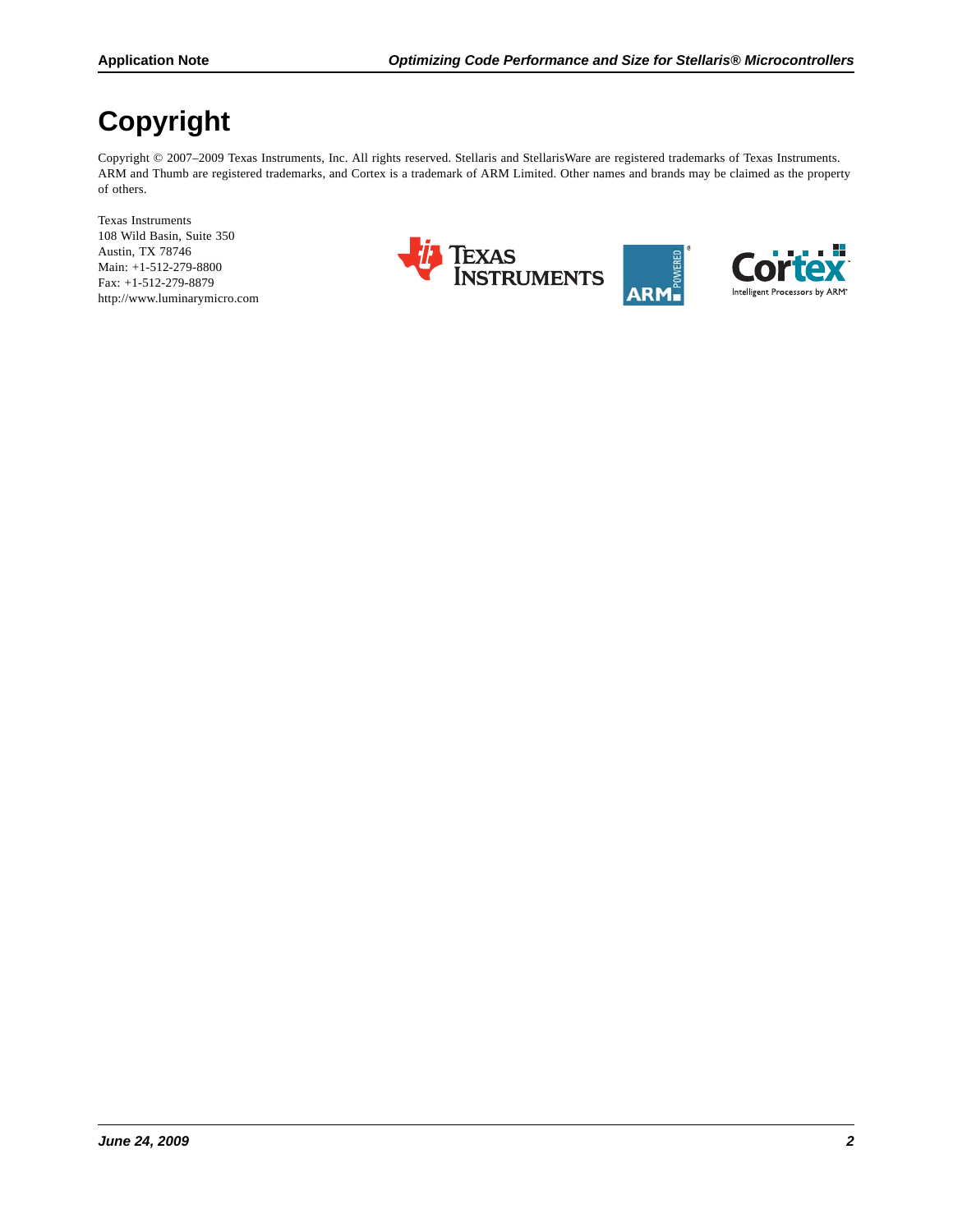# Copyright

Copyright © 2007–2009 Texas Instruments, Inc. All rights reserved. Stellaris and StellarisWare are registered trademarks of Texas Instruments. ARM and Thumb are registered trademarks, and Cortex is a trademark of ARM Limited. Other names and brands may be claimed as the property of others.

Texas Instruments
108 Wild Basin, Suite 350
Austin, TX 78746
Main: +1-512-279-8800
Fax: +1-512-279-8879
http://www.luminarymicro.com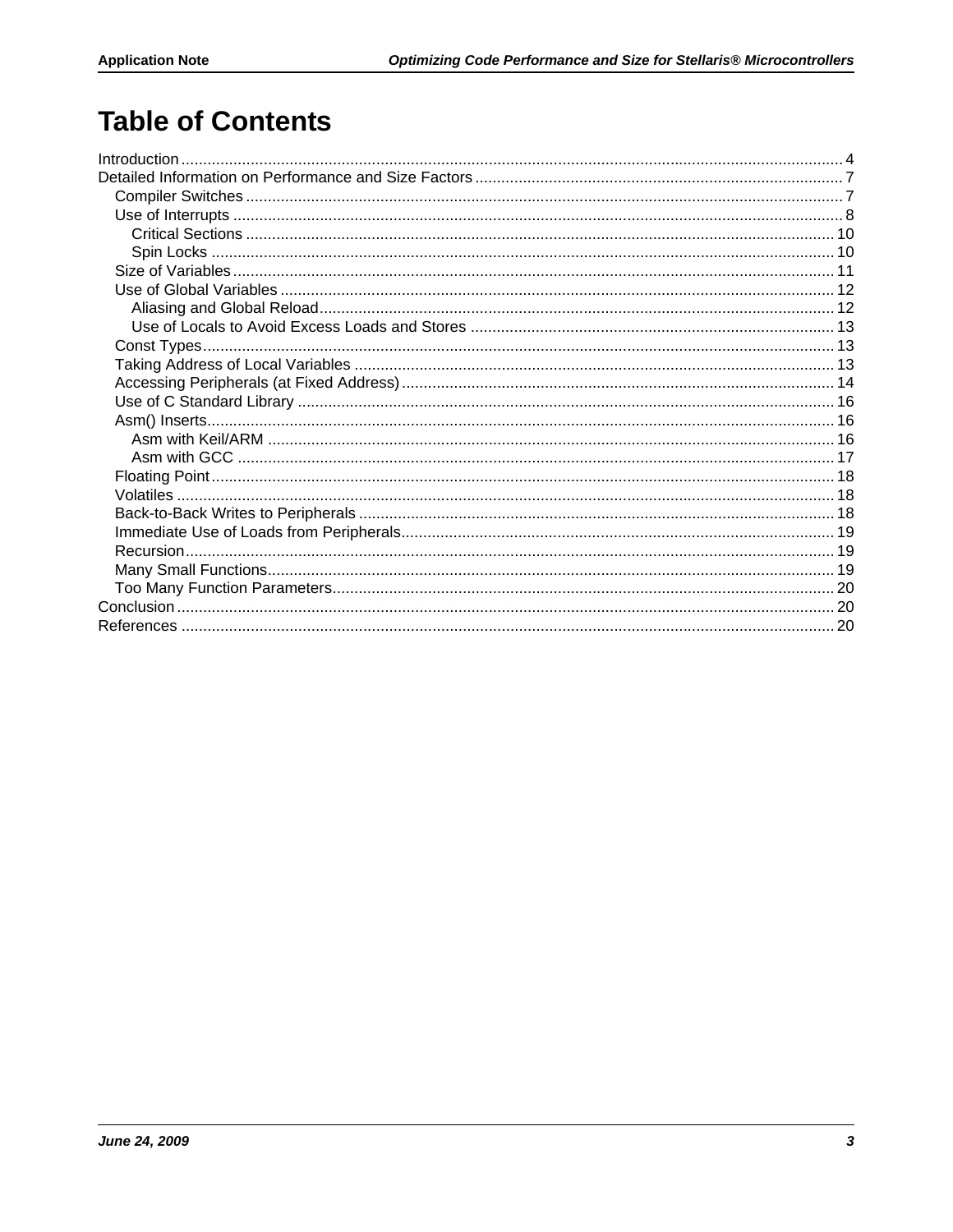# Table of Contents

- Introduction ........ 4
- Detailed Information on Performance and Size Factors ........ 7
  - Compiler Switches ........ 7
  - Use of Interrupts ........ 8
    - Critical Sections ........ 10
    - Spin Locks ........ 10
  - Size of Variables ........ 11
  - Use of Global Variables ........ 12
    - Aliasing and Global Reload ........ 12
    - Use of Locals to Avoid Excess Loads and Stores ........ 13
  - Const Types ........ 13
  - Taking Address of Local Variables ........ 13
  - Accessing Peripherals (at Fixed Address) ........ 14
  - Use of C Standard Library ........ 16
  - Asm() Inserts ........ 16
    - Asm with Keil/ARM ........ 16
    - Asm with GCC ........ 17
  - Floating Point ........ 18
  - Volatiles ........ 18
  - Back-to-Back Writes to Peripherals ........ 18
  - Immediate Use of Loads from Peripherals ........ 19
  - Recursion ........ 19
  - Many Small Functions ........ 19
  - Too Many Function Parameters ........ 20
- Conclusion ........ 20
- References ........ 20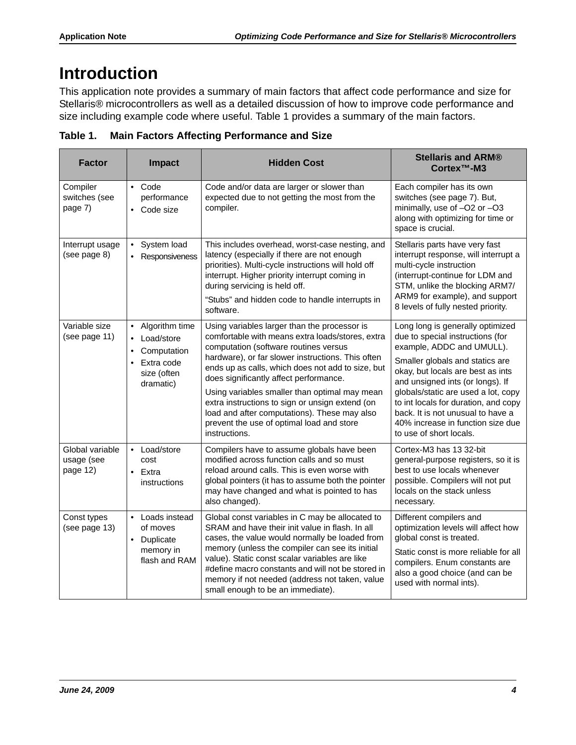# Introduction

This application note provides a summary of main factors that affect code performance and size for Stellaris® microcontrollers as well as a detailed discussion of how to improve code performance and size including example code where useful. Table 1 provides a summary of the main factors.

**Table 1. Main Factors Affecting Performance and Size**

| Factor | Impact | Hidden Cost | Stellaris and ARM® Cortex™-M3 |
|---|---|---|---|
| Compiler switches (see page 7) | • Code performance<br>• Code size | Code and/or data are larger or slower than expected due to not getting the most from the compiler. | Each compiler has its own switches (see page 7). But, minimally, use of –O2 or –O3 along with optimizing for time or space is crucial. |
| Interrupt usage (see page 8) | • System load<br>• Responsiveness | This includes overhead, worst-case nesting, and latency (especially if there are not enough priorities). Multi-cycle instructions will hold off interrupt. Higher priority interrupt coming in during servicing is held off.<br><br>"Stubs" and hidden code to handle interrupts in software. | Stellaris parts have very fast interrupt response, will interrupt a multi-cycle instruction (interrupt-continue for LDM and STM, unlike the blocking ARM7/ ARM9 for example), and support 8 levels of fully nested priority. |
| Variable size (see page 11) | • Algorithm time<br>• Load/store<br>• Computation<br>• Extra code size (often dramatic) | Using variables larger than the processor is comfortable with means extra loads/stores, extra computation (software routines versus hardware), or far slower instructions. This often ends up as calls, which does not add to size, but does significantly affect performance.<br><br>Using variables smaller than optimal may mean extra instructions to sign or unsign extend (on load and after computations). These may also prevent the use of optimal load and store instructions. | Long long is generally optimized due to special instructions (for example, ADDC and UMULL).<br><br>Smaller globals and statics are okay, but locals are best as ints and unsigned ints (or longs). If globals/static are used a lot, copy to int locals for duration, and copy back. It is not unusual to have a 40% increase in function size due to use of short locals. |
| Global variable usage (see page 12) | • Load/store cost<br>• Extra instructions | Compilers have to assume globals have been modified across function calls and so must reload around calls. This is even worse with global pointers (it has to assume both the pointer may have changed and what is pointed to has also changed). | Cortex-M3 has 13 32-bit general-purpose registers, so it is best to use locals whenever possible. Compilers will not put locals on the stack unless necessary. |
| Const types (see page 13) | • Loads instead of moves<br>• Duplicate memory in flash and RAM | Global const variables in C may be allocated to SRAM and have their init value in flash. In all cases, the value would normally be loaded from memory (unless the compiler can see its initial value). Static const scalar variables are like #define macro constants and will not be stored in memory if not needed (address not taken, value small enough to be an immediate). | Different compilers and optimization levels will affect how global const is treated.<br><br>Static const is more reliable for all compilers. Enum constants are also a good choice (and can be used with normal ints). |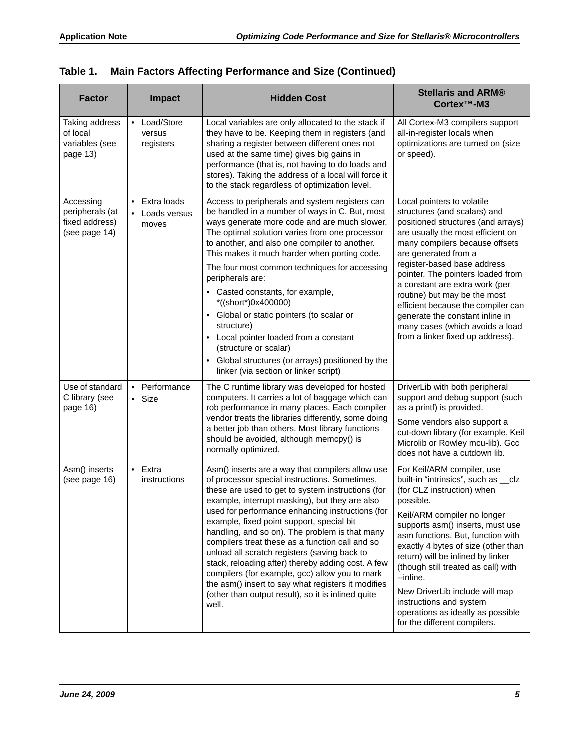**Table 1. Main Factors Affecting Performance and Size (Continued)**

| Factor | Impact | Hidden Cost | Stellaris and ARM® Cortex™-M3 |
|---|---|---|---|
| Taking address of local variables (see page 13) | • Load/Store versus registers | Local variables are only allocated to the stack if they have to be. Keeping them in registers (and sharing a register between different ones not used at the same time) gives big gains in performance (that is, not having to do loads and stores). Taking the address of a local will force it to the stack regardless of optimization level. | All Cortex-M3 compilers support all-in-register locals when optimizations are turned on (size or speed). |
| Accessing peripherals (at fixed address) (see page 14) | • Extra loads<br>• Loads versus moves | Access to peripherals and system registers can be handled in a number of ways in C. But, most ways generate more code and are much slower. The optimal solution varies from one processor to another, and also one compiler to another. This makes it much harder when porting code.<br>The four most common techniques for accessing peripherals are:<br>• Casted constants, for example, *((short*)0x400000)<br>• Global or static pointers (to scalar or structure)<br>• Local pointer loaded from a constant (structure or scalar)<br>• Global structures (or arrays) positioned by the linker (via section or linker script) | Local pointers to volatile structures (and scalars) and positioned structures (and arrays) are usually the most efficient on many compilers because offsets are generated from a register-based base address pointer. The pointers loaded from a constant are extra work (per routine) but may be the most efficient because the compiler can generate the constant inline in many cases (which avoids a load from a linker fixed up address). |
| Use of standard C library (see page 16) | • Performance<br>• Size | The C runtime library was developed for hosted computers. It carries a lot of baggage which can rob performance in many places. Each compiler vendor treats the libraries differently, some doing a better job than others. Most library functions should be avoided, although memcpy() is normally optimized. | DriverLib with both peripheral support and debug support (such as a printf) is provided.<br>Some vendors also support a cut-down library (for example, Keil Microlib or Rowley mcu-lib). Gcc does not have a cutdown lib. |
| Asm() inserts (see page 16) | • Extra instructions | Asm() inserts are a way that compilers allow use of processor special instructions. Sometimes, these are used to get to system instructions (for example, interrupt masking), but they are also used for performance enhancing instructions (for example, fixed point support, special bit handling, and so on). The problem is that many compilers treat these as a function call and so unload all scratch registers (saving back to stack, reloading after) thereby adding cost. A few compilers (for example, gcc) allow you to mark the asm() insert to say what registers it modifies (other than output result), so it is inlined quite well. | For Keil/ARM compiler, use built-in "intrinsics", such as __clz (for CLZ instruction) when possible.<br>Keil/ARM compiler no longer supports asm() inserts, must use asm functions. But, function with exactly 4 bytes of size (other than return) will be inlined by linker (though still treated as call) with --inline.<br>New DriverLib include will map instructions and system operations as ideally as possible for the different compilers. |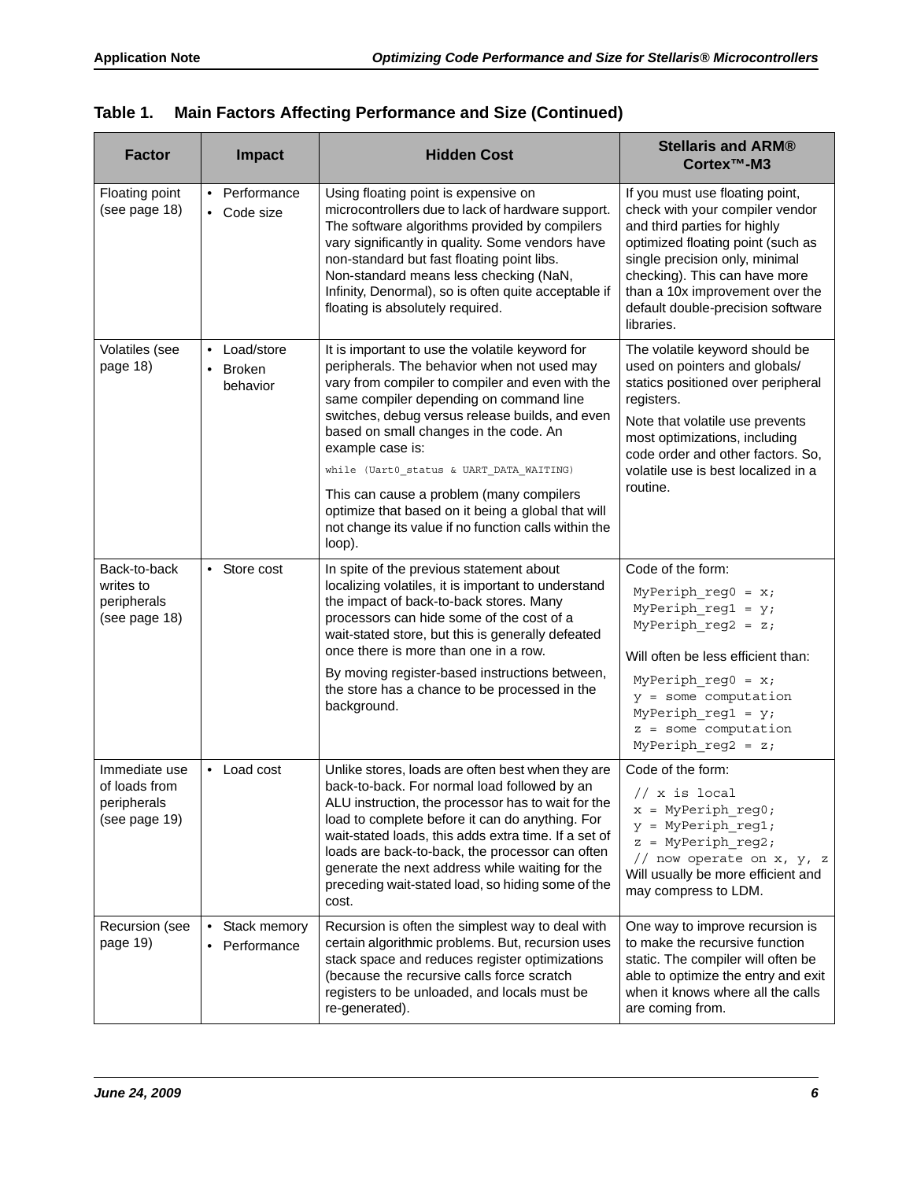**Table 1. Main Factors Affecting Performance and Size (Continued)**

| Factor | Impact | Hidden Cost | Stellaris and ARM® Cortex™-M3 |
|---|---|---|---|
| Floating point (see page 18) | • Performance<br>• Code size | Using floating point is expensive on microcontrollers due to lack of hardware support. The software algorithms provided by compilers vary significantly in quality. Some vendors have non-standard but fast floating point libs. Non-standard means less checking (NaN, Infinity, Denormal), so is often quite acceptable if floating is absolutely required. | If you must use floating point, check with your compiler vendor and third parties for highly optimized floating point (such as single precision only, minimal checking). This can have more than a 10x improvement over the default double-precision software libraries. |
| Volatiles (see page 18) | • Load/store<br>• Broken behavior | It is important to use the volatile keyword for peripherals. The behavior when not used may vary from compiler to compiler and even with the same compiler depending on command line switches, debug versus release builds, and even based on small changes in the code. An example case is:<br>`while (Uart0_status & UART_DATA_WAITING)`<br>This can cause a problem (many compilers optimize that based on it being a global that will not change its value if no function calls within the loop). | The volatile keyword should be used on pointers and globals/ statics positioned over peripheral registers.<br>Note that volatile use prevents most optimizations, including code order and other factors. So, volatile use is best localized in a routine. |
| Back-to-back writes to peripherals (see page 18) | • Store cost | In spite of the previous statement about localizing volatiles, it is important to understand the impact of back-to-back stores. Many processors can hide some of the cost of a wait-stated store, but this is generally defeated once there is more than one in a row.<br>By moving register-based instructions between, the store has a chance to be processed in the background. | Code of the form:<br>`MyPeriph_reg0 = x;`<br>`MyPeriph_reg1 = y;`<br>`MyPeriph_reg2 = z;`<br>Will often be less efficient than:<br>`MyPeriph_reg0 = x;`<br>`y = some computation`<br>`MyPeriph_reg1 = y;`<br>`z = some computation`<br>`MyPeriph_reg2 = z;` |
| Immediate use of loads from peripherals (see page 19) | • Load cost | Unlike stores, loads are often best when they are back-to-back. For normal load followed by an ALU instruction, the processor has to wait for the load to complete before it can do anything. For wait-stated loads, this adds extra time. If a set of loads are back-to-back, the processor can often generate the next address while waiting for the preceding wait-stated load, so hiding some of the cost. | Code of the form:<br>`// x is local`<br>`x = MyPeriph_reg0;`<br>`y = MyPeriph_reg1;`<br>`z = MyPeriph_reg2;`<br>`// now operate on x, y, z`<br>Will usually be more efficient and may compress to LDM. |
| Recursion (see page 19) | • Stack memory<br>• Performance | Recursion is often the simplest way to deal with certain algorithmic problems. But, recursion uses stack space and reduces register optimizations (because the recursive calls force scratch registers to be unloaded, and locals must be re-generated). | One way to improve recursion is to make the recursive function static. The compiler will often be able to optimize the entry and exit when it knows where all the calls are coming from. |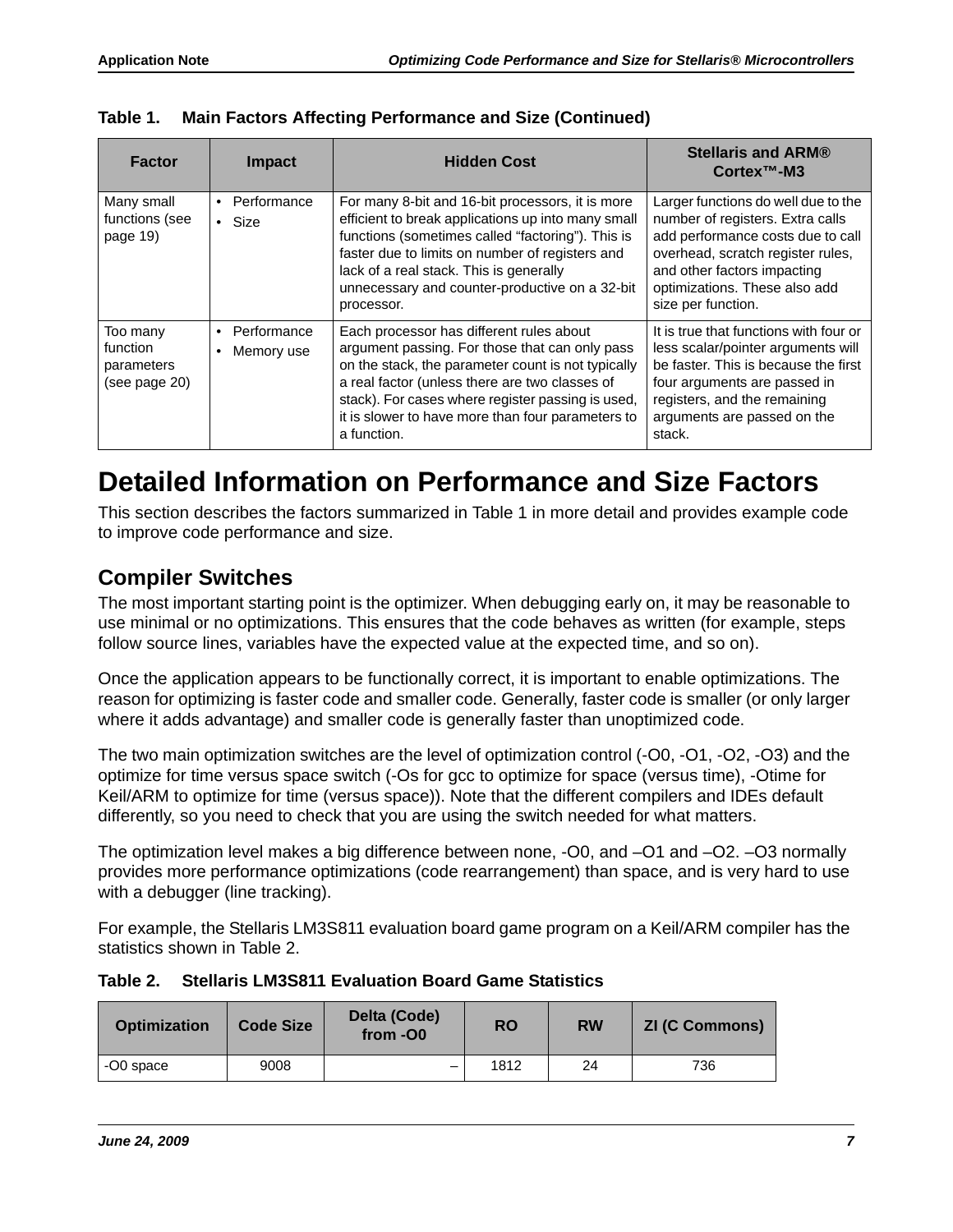**Table 1. Main Factors Affecting Performance and Size (Continued)**

| Factor | Impact | Hidden Cost | Stellaris and ARM® Cortex™-M3 |
|---|---|---|---|
| Many small functions (see page 19) | • Performance<br>• Size | For many 8-bit and 16-bit processors, it is more efficient to break applications up into many small functions (sometimes called “factoring”). This is faster due to limits on number of registers and lack of a real stack. This is generally unnecessary and counter-productive on a 32-bit processor. | Larger functions do well due to the number of registers. Extra calls add performance costs due to call overhead, scratch register rules, and other factors impacting optimizations. These also add size per function. |
| Too many function parameters (see page 20) | • Performance<br>• Memory use | Each processor has different rules about argument passing. For those that can only pass on the stack, the parameter count is not typically a real factor (unless there are two classes of stack). For cases where register passing is used, it is slower to have more than four parameters to a function. | It is true that functions with four or less scalar/pointer arguments will be faster. This is because the first four arguments are passed in registers, and the remaining arguments are passed on the stack. |

# Detailed Information on Performance and Size Factors

This section describes the factors summarized in Table 1 in more detail and provides example code to improve code performance and size.

## Compiler Switches

The most important starting point is the optimizer. When debugging early on, it may be reasonable to use minimal or no optimizations. This ensures that the code behaves as written (for example, steps follow source lines, variables have the expected value at the expected time, and so on).

Once the application appears to be functionally correct, it is important to enable optimizations. The reason for optimizing is faster code and smaller code. Generally, faster code is smaller (or only larger where it adds advantage) and smaller code is generally faster than unoptimized code.

The two main optimization switches are the level of optimization control (-O0, -O1, -O2, -O3) and the optimize for time versus space switch (-Os for gcc to optimize for space (versus time), -Otime for Keil/ARM to optimize for time (versus space)). Note that the different compilers and IDEs default differently, so you need to check that you are using the switch needed for what matters.

The optimization level makes a big difference between none, -O0, and –O1 and –O2. –O3 normally provides more performance optimizations (code rearrangement) than space, and is very hard to use with a debugger (line tracking).

For example, the Stellaris LM3S811 evaluation board game program on a Keil/ARM compiler has the statistics shown in Table 2.

**Table 2. Stellaris LM3S811 Evaluation Board Game Statistics**

| Optimization | Code Size | Delta (Code) from -O0 | RO | RW | ZI (C Commons) |
|---|---|---|---|---|---|
| -O0 space | 9008 | – | 1812 | 24 | 736 |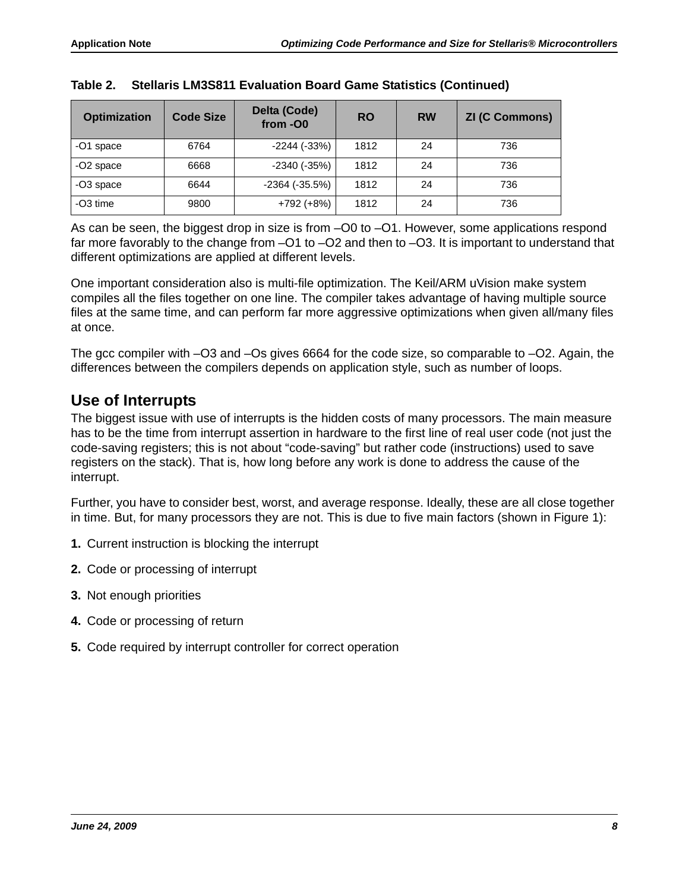**Table 2. Stellaris LM3S811 Evaluation Board Game Statistics (Continued)**

| Optimization | Code Size | Delta (Code) from -O0 | RO | RW | ZI (C Commons) |
|---|---|---|---|---|---|
| -O1 space | 6764 | -2244 (-33%) | 1812 | 24 | 736 |
| -O2 space | 6668 | -2340 (-35%) | 1812 | 24 | 736 |
| -O3 space | 6644 | -2364 (-35.5%) | 1812 | 24 | 736 |
| -O3 time | 9800 | +792 (+8%) | 1812 | 24 | 736 |

As can be seen, the biggest drop in size is from –O0 to –O1. However, some applications respond far more favorably to the change from –O1 to –O2 and then to –O3. It is important to understand that different optimizations are applied at different levels.

One important consideration also is multi-file optimization. The Keil/ARM uVision make system compiles all the files together on one line. The compiler takes advantage of having multiple source files at the same time, and can perform far more aggressive optimizations when given all/many files at once.

The gcc compiler with –O3 and –Os gives 6664 for the code size, so comparable to –O2. Again, the differences between the compilers depends on application style, such as number of loops.

## Use of Interrupts

The biggest issue with use of interrupts is the hidden costs of many processors. The main measure has to be the time from interrupt assertion in hardware to the first line of real user code (not just the code-saving registers; this is not about "code-saving" but rather code (instructions) used to save registers on the stack). That is, how long before any work is done to address the cause of the interrupt.

Further, you have to consider best, worst, and average response. Ideally, these are all close together in time. But, for many processors they are not. This is due to five main factors (shown in Figure 1):

1. Current instruction is blocking the interrupt
2. Code or processing of interrupt
3. Not enough priorities
4. Code or processing of return
5. Code required by interrupt controller for correct operation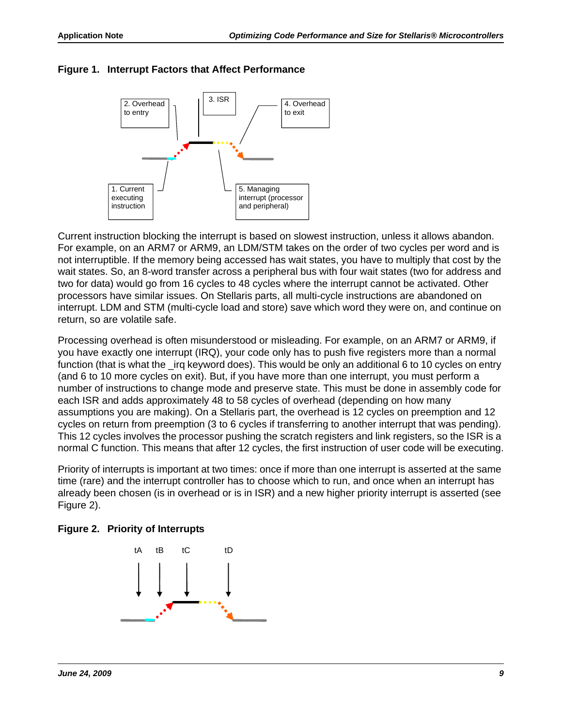**Figure 1. Interrupt Factors that Affect Performance**

2. Overhead to entry

3. ISR

4. Overhead to exit

1. Current executing instruction

5. Managing interrupt (processor and peripheral)

Current instruction blocking the interrupt is based on slowest instruction, unless it allows abandon. For example, on an ARM7 or ARM9, an LDM/STM takes on the order of two cycles per word and is not interruptible. If the memory being accessed has wait states, you have to multiply that cost by the wait states. So, an 8-word transfer across a peripheral bus with four wait states (two for address and two for data) would go from 16 cycles to 48 cycles where the interrupt cannot be activated. Other processors have similar issues. On Stellaris parts, all multi-cycle instructions are abandoned on interrupt. LDM and STM (multi-cycle load and store) save which word they were on, and continue on return, so are volatile safe.

Processing overhead is often misunderstood or misleading. For example, on an ARM7 or ARM9, if you have exactly one interrupt (IRQ), your code only has to push five registers more than a normal function (that is what the _irq keyword does). This would be only an additional 6 to 10 cycles on entry (and 6 to 10 more cycles on exit). But, if you have more than one interrupt, you must perform a number of instructions to change mode and preserve state. This must be done in assembly code for each ISR and adds approximately 48 to 58 cycles of overhead (depending on how many assumptions you are making). On a Stellaris part, the overhead is 12 cycles on preemption and 12 cycles on return from preemption (3 to 6 cycles if transferring to another interrupt that was pending). This 12 cycles involves the processor pushing the scratch registers and link registers, so the ISR is a normal C function. This means that after 12 cycles, the first instruction of user code will be executing.

Priority of interrupts is important at two times: once if more than one interrupt is asserted at the same time (rare) and the interrupt controller has to choose which to run, and once when an interrupt has already been chosen (is in overhead or is in ISR) and a new higher priority interrupt is asserted (see Figure 2).

**Figure 2. Priority of Interrupts**

tA tB tC tD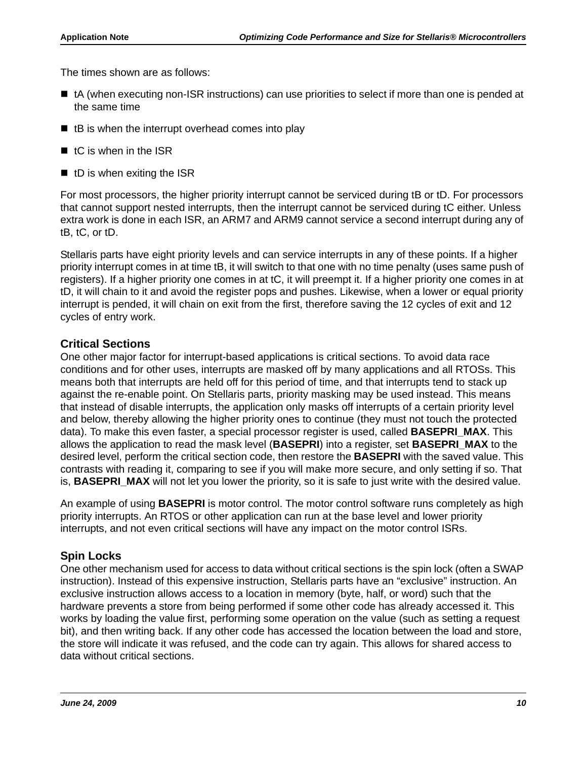The times shown are as follows:

- tA (when executing non-ISR instructions) can use priorities to select if more than one is pended at the same time
- tB is when the interrupt overhead comes into play
- tC is when in the ISR
- tD is when exiting the ISR

For most processors, the higher priority interrupt cannot be serviced during tB or tD. For processors that cannot support nested interrupts, then the interrupt cannot be serviced during tC either. Unless extra work is done in each ISR, an ARM7 and ARM9 cannot service a second interrupt during any of tB, tC, or tD.

Stellaris parts have eight priority levels and can service interrupts in any of these points. If a higher priority interrupt comes in at time tB, it will switch to that one with no time penalty (uses same push of registers). If a higher priority one comes in at tC, it will preempt it. If a higher priority one comes in at tD, it will chain to it and avoid the register pops and pushes. Likewise, when a lower or equal priority interrupt is pended, it will chain on exit from the first, therefore saving the 12 cycles of exit and 12 cycles of entry work.

### Critical Sections

One other major factor for interrupt-based applications is critical sections. To avoid data race conditions and for other uses, interrupts are masked off by many applications and all RTOSs. This means both that interrupts are held off for this period of time, and that interrupts tend to stack up against the re-enable point. On Stellaris parts, priority masking may be used instead. This means that instead of disable interrupts, the application only masks off interrupts of a certain priority level and below, thereby allowing the higher priority ones to continue (they must not touch the protected data). To make this even faster, a special processor register is used, called **BASEPRI_MAX**. This allows the application to read the mask level (**BASEPRI**) into a register, set **BASEPRI_MAX** to the desired level, perform the critical section code, then restore the **BASEPRI** with the saved value. This contrasts with reading it, comparing to see if you will make more secure, and only setting if so. That is, **BASEPRI_MAX** will not let you lower the priority, so it is safe to just write with the desired value.

An example of using **BASEPRI** is motor control. The motor control software runs completely as high priority interrupts. An RTOS or other application can run at the base level and lower priority interrupts, and not even critical sections will have any impact on the motor control ISRs.

### Spin Locks

One other mechanism used for access to data without critical sections is the spin lock (often a SWAP instruction). Instead of this expensive instruction, Stellaris parts have an "exclusive" instruction. An exclusive instruction allows access to a location in memory (byte, half, or word) such that the hardware prevents a store from being performed if some other code has already accessed it. This works by loading the value first, performing some operation on the value (such as setting a request bit), and then writing back. If any other code has accessed the location between the load and store, the store will indicate it was refused, and the code can try again. This allows for shared access to data without critical sections.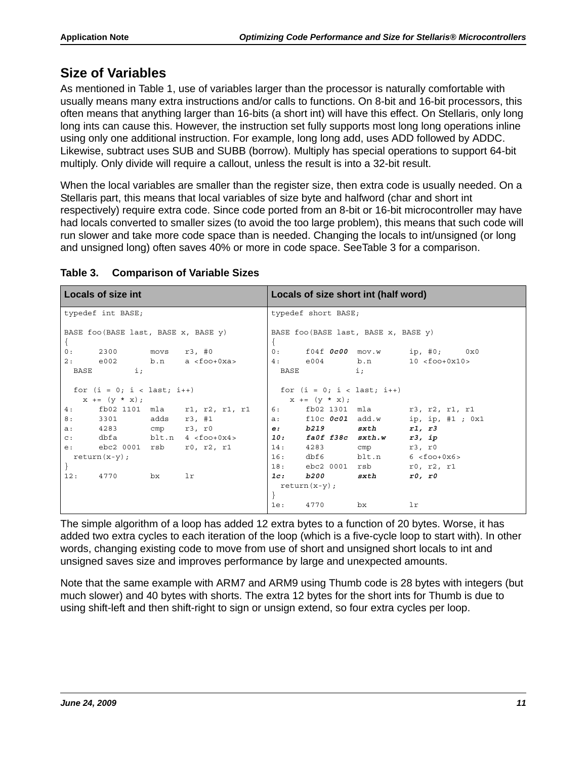## Size of Variables

As mentioned in Table 1, use of variables larger than the processor is naturally comfortable with usually means many extra instructions and/or calls to functions. On 8-bit and 16-bit processors, this often means that anything larger than 16-bits (a short int) will have this effect. On Stellaris, only long long ints can cause this. However, the instruction set fully supports most long long operations inline using only one additional instruction. For example, long long add, uses ADD followed by ADDC. Likewise, subtract uses SUB and SUBB (borrow). Multiply has special operations to support 64-bit multiply. Only divide will require a callout, unless the result is into a 32-bit result.

When the local variables are smaller than the register size, then extra code is usually needed. On a Stellaris part, this means that local variables of size byte and halfword (char and short int respectively) require extra code. Since code ported from an 8-bit or 16-bit microcontroller may have had locals converted to smaller sizes (to avoid the too large problem), this means that such code will run slower and take more code space than is needed. Changing the locals to int/unsigned (or long and unsigned long) often saves 40% or more in code space. SeeTable 3 for a comparison.

**Table 3. Comparison of Variable Sizes**

| Locals of size int | Locals of size short int (half word) |
|---|---|
| <pre>typedef int BASE;<br><br>BASE foo(BASE last, BASE x, BASE y)<br>{<br>0:      2300       movs   r3, #0<br>2:      e002       b.n    a <foo+0xa><br>  BASE         i;<br><br>  for (i = 0; i < last; i++)<br>    x += (y * x);<br>4:      fb02 1101  mla    r1, r2, r1, r1<br>8:      3301       adds   r3, #1<br>a:      4283       cmp    r3, r0<br>c:      dbfa       blt.n  4 <foo+0x4><br>e:      ebc2 0001  rsb    r0, r2, r1<br>  return(x-y);<br>}<br>12:     4770       bx     lr</pre> | <pre>typedef short BASE;<br><br>BASE foo(BASE last, BASE x, BASE y)<br>{<br>0:      f04f ***0c00***  mov.w      ip, #0;     0x0<br>4:      e004       b.n        10 <foo+0x10><br>  BASE            i;<br><br>  for (i = 0; i < last; i++)<br>    x += (y * x);<br>6:      fb02 1301  mla        r3, r2, r1, r1<br>a:      f10c ***0c01***  add.w      ip, ip, #1 ; 0x1<br>***e:      b219       sxth       r1, r3***<br>***10:     fa0f f38c  sxth.w     r3, ip***<br>14:     4283       cmp        r3, r0<br>16:     dbf6       blt.n      6 <foo+0x6><br>18:     ebc2 0001  rsb        r0, r2, r1<br>***1c:     b200       sxth       r0, r0***<br>  return(x-y);<br>}<br>1e:     4770       bx         lr</pre> |

The simple algorithm of a loop has added 12 extra bytes to a function of 20 bytes. Worse, it has added two extra cycles to each iteration of the loop (which is a five-cycle loop to start with). In other words, changing existing code to move from use of short and unsigned short locals to int and unsigned saves size and improves performance by large and unexpected amounts.

Note that the same example with ARM7 and ARM9 using Thumb code is 28 bytes with integers (but much slower) and 40 bytes with shorts. The extra 12 bytes for the short ints for Thumb is due to using shift-left and then shift-right to sign or unsign extend, so four extra cycles per loop.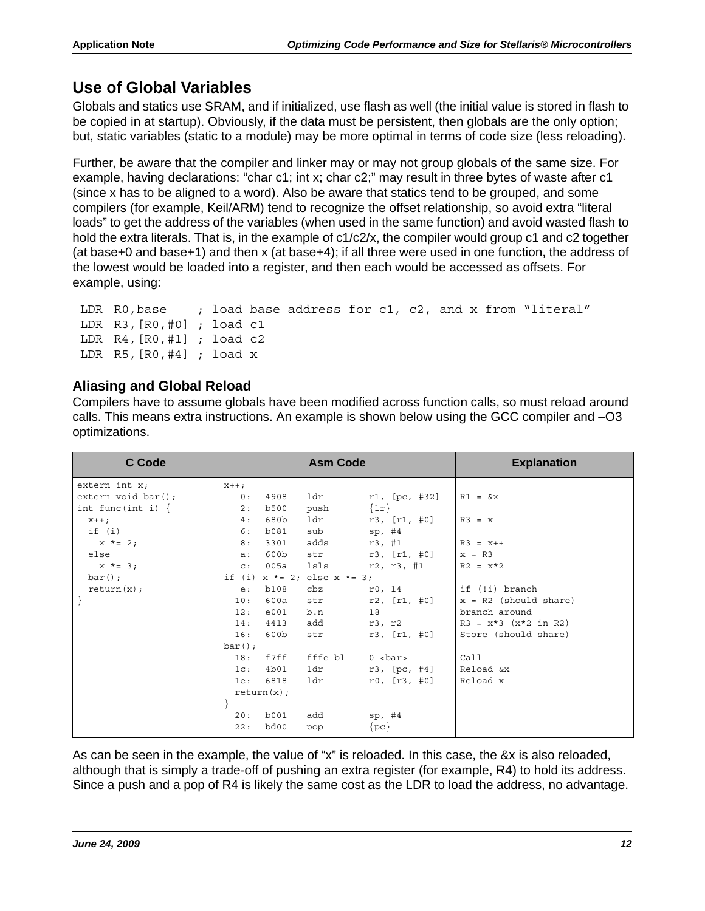## Use of Global Variables

Globals and statics use SRAM, and if initialized, use flash as well (the initial value is stored in flash to be copied in at startup). Obviously, if the data must be persistent, then globals are the only option; but, static variables (static to a module) may be more optimal in terms of code size (less reloading).

Further, be aware that the compiler and linker may or may not group globals of the same size. For example, having declarations: “char c1; int x; char c2;” may result in three bytes of waste after c1 (since x has to be aligned to a word). Also be aware that statics tend to be grouped, and some compilers (for example, Keil/ARM) tend to recognize the offset relationship, so avoid extra “literal loads” to get the address of the variables (when used in the same function) and avoid wasted flash to hold the extra literals. That is, in the example of c1/c2/x, the compiler would group c1 and c2 together (at base+0 and base+1) and then x (at base+4); if all three were used in one function, the address of the lowest would be loaded into a register, and then each would be accessed as offsets. For example, using:

```
LDR  R0,base    ; load base address for c1, c2, and x from “literal”
LDR  R3,[R0,#0] ; load c1
LDR  R4,[R0,#1] ; load c2
LDR  R5,[R0,#4] ; load x
```

### Aliasing and Global Reload

Compilers have to assume globals have been modified across function calls, so must reload around calls. This means extra instructions. An example is shown below using the GCC compiler and –O3 optimizations.

| C Code | Asm Code | Explanation |
|---|---|---|
| `extern int x;`<br>`extern void bar();`<br>`int func(int i) {`<br>`  x++;`<br>`  if (i)`<br>`    x *= 2;`<br>`  else`<br>`    x *= 3;`<br>`  bar();`<br>`  return(x);`<br>`}` | `x++;`<br>`   0:  4908   ldr      r1, [pc, #32]`<br>`   2:  b500   push     {lr}`<br>`   4:  680b   ldr      r3, [r1, #0]`<br>`   6:  b081   sub      sp, #4`<br>`   8:  3301   adds     r3, #1`<br>`   a:  600b   str      r3, [r1, #0]`<br>`   c:  005a   lsls     r2, r3, #1`<br>`if (i) x *= 2; else x *= 3;`<br>`   e:  b108   cbz      r0, 14`<br>`  10:  600a   str      r2, [r1, #0]`<br>`  12:  e001   b.n      18`<br>`  14:  4413   add      r3, r2`<br>`  16:  600b   str      r3, [r1, #0]`<br>`bar();`<br>`  18:  f7ff   fffe bl  0 <bar>`<br>`  1c:  4b01   ldr      r3, [pc, #4]`<br>`  1e:  6818   ldr      r0, [r3, #0]`<br>`  return(x);`<br>`}`<br>`  20:  b001   add      sp, #4`<br>`  22:  bd00   pop      {pc}` | <br>R1 = &x<br><br>R3 = x<br><br>R3 = x++<br>x = R3<br>R2 = x*2<br><br>if (!i) branch<br>x = R2 (should share)<br>branch around<br>R3 = x*3 (x*2 in R2)<br>Store (should share)<br><br>Call<br>Reload &x<br>Reload x |

As can be seen in the example, the value of “x” is reloaded. In this case, the &x is also reloaded, although that is simply a trade-off of pushing an extra register (for example, R4) to hold its address. Since a push and a pop of R4 is likely the same cost as the LDR to load the address, no advantage.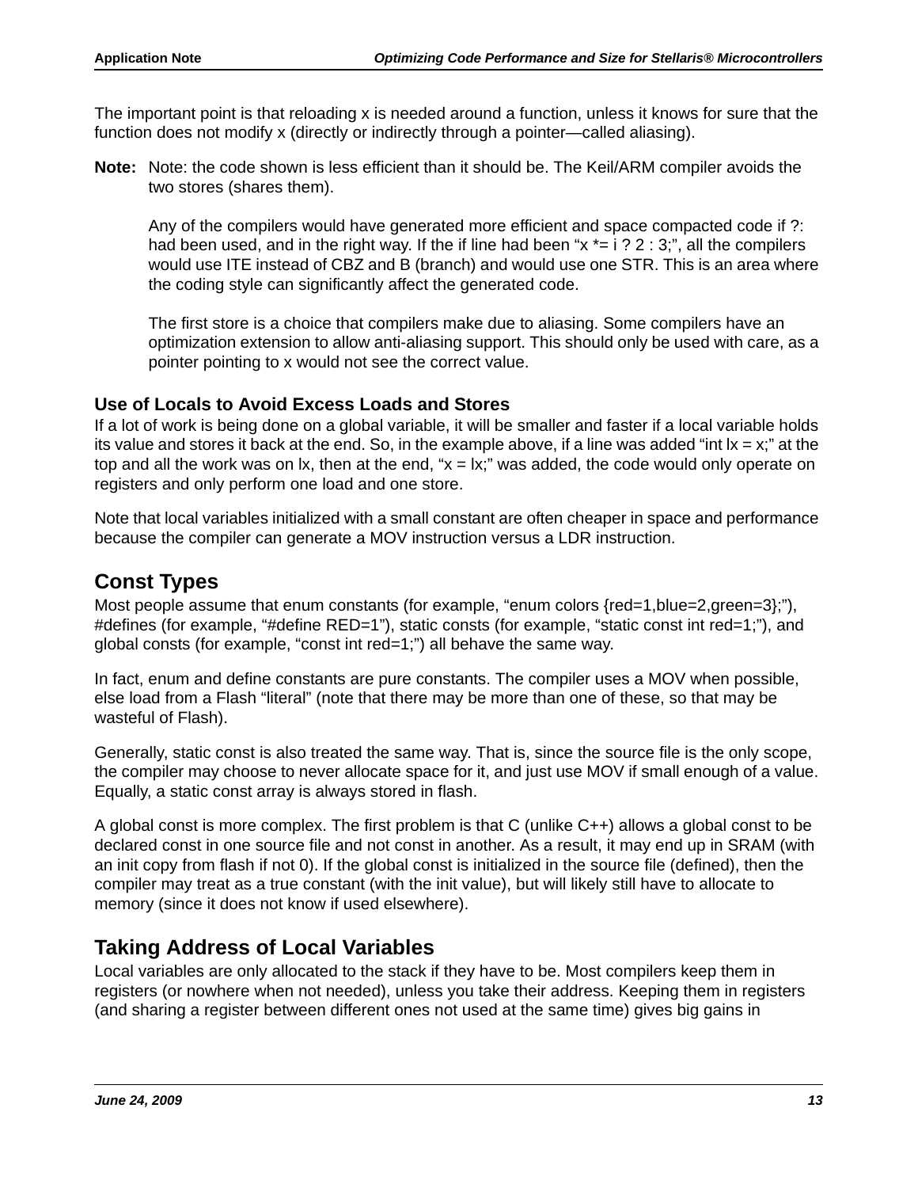The important point is that reloading x is needed around a function, unless it knows for sure that the function does not modify x (directly or indirectly through a pointer—called aliasing).

**Note:** Note: the code shown is less efficient than it should be. The Keil/ARM compiler avoids the two stores (shares them).

Any of the compilers would have generated more efficient and space compacted code if ?: had been used, and in the right way. If the if line had been “x *= i ? 2 : 3;”, all the compilers would use ITE instead of CBZ and B (branch) and would use one STR. This is an area where the coding style can significantly affect the generated code.

The first store is a choice that compilers make due to aliasing. Some compilers have an optimization extension to allow anti-aliasing support. This should only be used with care, as a pointer pointing to x would not see the correct value.

### Use of Locals to Avoid Excess Loads and Stores

If a lot of work is being done on a global variable, it will be smaller and faster if a local variable holds its value and stores it back at the end. So, in the example above, if a line was added “int lx = x;” at the top and all the work was on lx, then at the end, “x = lx;” was added, the code would only operate on registers and only perform one load and one store.

Note that local variables initialized with a small constant are often cheaper in space and performance because the compiler can generate a MOV instruction versus a LDR instruction.

## Const Types

Most people assume that enum constants (for example, “enum colors {red=1,blue=2,green=3};”), #defines (for example, “#define RED=1”), static consts (for example, “static const int red=1;”), and global consts (for example, “const int red=1;”) all behave the same way.

In fact, enum and define constants are pure constants. The compiler uses a MOV when possible, else load from a Flash “literal” (note that there may be more than one of these, so that may be wasteful of Flash).

Generally, static const is also treated the same way. That is, since the source file is the only scope, the compiler may choose to never allocate space for it, and just use MOV if small enough of a value. Equally, a static const array is always stored in flash.

A global const is more complex. The first problem is that C (unlike C++) allows a global const to be declared const in one source file and not const in another. As a result, it may end up in SRAM (with an init copy from flash if not 0). If the global const is initialized in the source file (defined), then the compiler may treat as a true constant (with the init value), but will likely still have to allocate to memory (since it does not know if used elsewhere).

## Taking Address of Local Variables

Local variables are only allocated to the stack if they have to be. Most compilers keep them in registers (or nowhere when not needed), unless you take their address. Keeping them in registers (and sharing a register between different ones not used at the same time) gives big gains in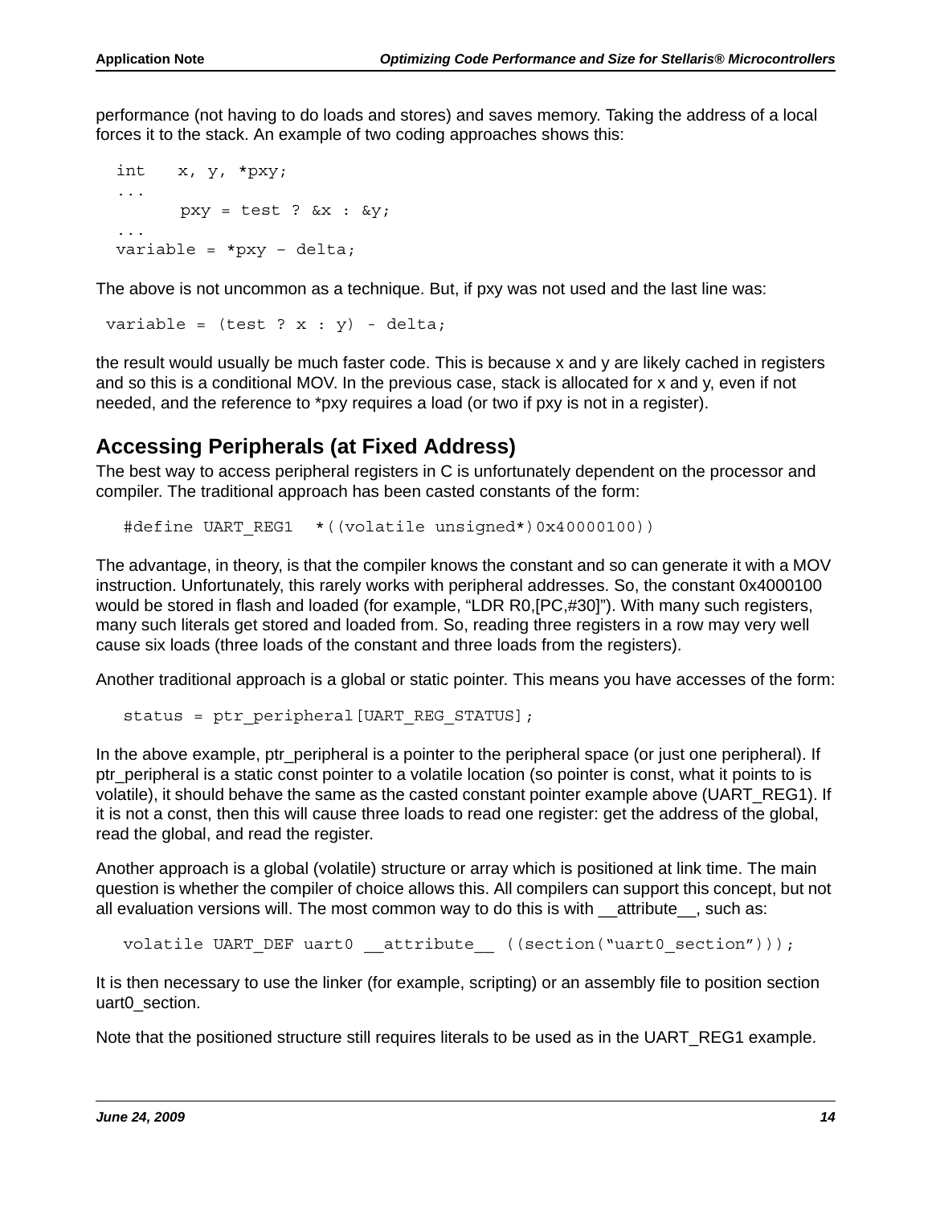performance (not having to do loads and stores) and saves memory. Taking the address of a local forces it to the stack. An example of two coding approaches shows this:

```
int    x, y, *pxy;
...
       pxy = test ? &x : &y;
...
variable = *pxy – delta;
```

The above is not uncommon as a technique. But, if pxy was not used and the last line was:

```
variable = (test ? x : y) - delta;
```

the result would usually be much faster code. This is because x and y are likely cached in registers and so this is a conditional MOV. In the previous case, stack is allocated for x and y, even if not needed, and the reference to *pxy requires a load (or two if pxy is not in a register).

## Accessing Peripherals (at Fixed Address)

The best way to access peripheral registers in C is unfortunately dependent on the processor and compiler. The traditional approach has been casted constants of the form:

```
#define UART_REG1  *((volatile unsigned*)0x40000100))
```

The advantage, in theory, is that the compiler knows the constant and so can generate it with a MOV instruction. Unfortunately, this rarely works with peripheral addresses. So, the constant 0x4000100 would be stored in flash and loaded (for example, “LDR R0,[PC,#30]”). With many such registers, many such literals get stored and loaded from. So, reading three registers in a row may very well cause six loads (three loads of the constant and three loads from the registers).

Another traditional approach is a global or static pointer. This means you have accesses of the form:

```
status = ptr_peripheral[UART_REG_STATUS];
```

In the above example, ptr_peripheral is a pointer to the peripheral space (or just one peripheral). If ptr_peripheral is a static const pointer to a volatile location (so pointer is const, what it points to is volatile), it should behave the same as the casted constant pointer example above (UART_REG1). If it is not a const, then this will cause three loads to read one register: get the address of the global, read the global, and read the register.

Another approach is a global (volatile) structure or array which is positioned at link time. The main question is whether the compiler of choice allows this. All compilers can support this concept, but not all evaluation versions will. The most common way to do this is with __attribute__, such as:

```
volatile UART_DEF uart0 __attribute__ ((section(“uart0_section”)));
```

It is then necessary to use the linker (for example, scripting) or an assembly file to position section uart0_section.

Note that the positioned structure still requires literals to be used as in the UART_REG1 example.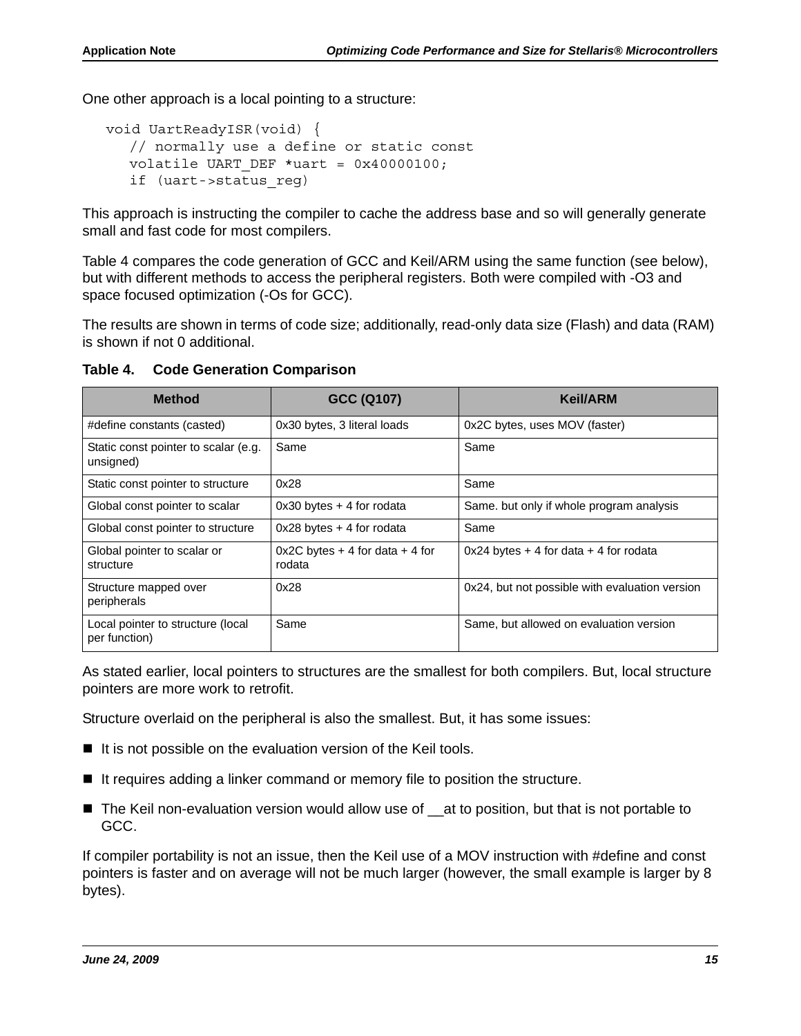One other approach is a local pointing to a structure:

```
void UartReadyISR(void) {
   // normally use a define or static const
   volatile UART_DEF *uart = 0x40000100;
   if (uart->status_reg)
```

This approach is instructing the compiler to cache the address base and so will generally generate small and fast code for most compilers.

Table 4 compares the code generation of GCC and Keil/ARM using the same function (see below), but with different methods to access the peripheral registers. Both were compiled with -O3 and space focused optimization (-Os for GCC).

The results are shown in terms of code size; additionally, read-only data size (Flash) and data (RAM) is shown if not 0 additional.

**Table 4. Code Generation Comparison**

| Method | GCC (Q107) | Keil/ARM |
|---|---|---|
| #define constants (casted) | 0x30 bytes, 3 literal loads | 0x2C bytes, uses MOV (faster) |
| Static const pointer to scalar (e.g. unsigned) | Same | Same |
| Static const pointer to structure | 0x28 | Same |
| Global const pointer to scalar | 0x30 bytes + 4 for rodata | Same. but only if whole program analysis |
| Global const pointer to structure | 0x28 bytes + 4 for rodata | Same |
| Global pointer to scalar or structure | 0x2C bytes + 4 for data + 4 for rodata | 0x24 bytes + 4 for data + 4 for rodata |
| Structure mapped over peripherals | 0x28 | 0x24, but not possible with evaluation version |
| Local pointer to structure (local per function) | Same | Same, but allowed on evaluation version |

As stated earlier, local pointers to structures are the smallest for both compilers. But, local structure pointers are more work to retrofit.

Structure overlaid on the peripheral is also the smallest. But, it has some issues:

- It is not possible on the evaluation version of the Keil tools.
- It requires adding a linker command or memory file to position the structure.
- The Keil non-evaluation version would allow use of __at to position, but that is not portable to GCC.

If compiler portability is not an issue, then the Keil use of a MOV instruction with #define and const pointers is faster and on average will not be much larger (however, the small example is larger by 8 bytes).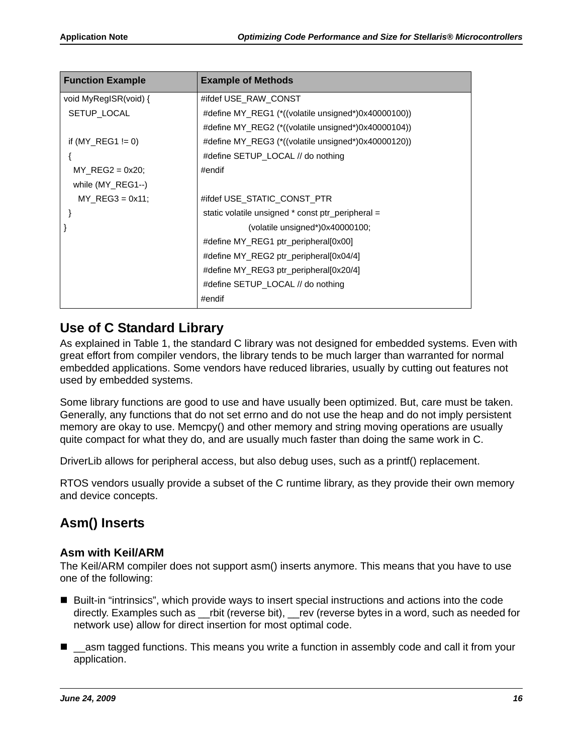| Function Example | Example of Methods |
|---|---|
| void MyRegISR(void) { | #ifdef USE_RAW_CONST |
| SETUP_LOCAL | #define MY_REG1 (*((volatile unsigned*)0x40000100)) |
| | #define MY_REG2 (*((volatile unsigned*)0x40000104)) |
| if (MY_REG1 != 0) | #define MY_REG3 (*((volatile unsigned*)0x40000120)) |
| { | #define SETUP_LOCAL // do nothing |
| MY_REG2 = 0x20; | #endif |
| while (MY_REG1--) | |
| MY_REG3 = 0x11; | #ifdef USE_STATIC_CONST_PTR |
| } | static volatile unsigned * const ptr_peripheral = |
| } | (volatile unsigned*)0x40000100; |
| | #define MY_REG1 ptr_peripheral[0x00] |
| | #define MY_REG2 ptr_peripheral[0x04/4] |
| | #define MY_REG3 ptr_peripheral[0x20/4] |
| | #define SETUP_LOCAL // do nothing |
| | #endif |

## Use of C Standard Library

As explained in Table 1, the standard C library was not designed for embedded systems. Even with great effort from compiler vendors, the library tends to be much larger than warranted for normal embedded applications. Some vendors have reduced libraries, usually by cutting out features not used by embedded systems.

Some library functions are good to use and have usually been optimized. But, care must be taken. Generally, any functions that do not set errno and do not use the heap and do not imply persistent memory are okay to use. Memcpy() and other memory and string moving operations are usually quite compact for what they do, and are usually much faster than doing the same work in C.

DriverLib allows for peripheral access, but also debug uses, such as a printf() replacement.

RTOS vendors usually provide a subset of the C runtime library, as they provide their own memory and device concepts.

## Asm() Inserts

### Asm with Keil/ARM

The Keil/ARM compiler does not support asm() inserts anymore. This means that you have to use one of the following:

- Built-in “intrinsics”, which provide ways to insert special instructions and actions into the code directly. Examples such as __rbit (reverse bit), __rev (reverse bytes in a word, such as needed for network use) allow for direct insertion for most optimal code.
- __asm tagged functions. This means you write a function in assembly code and call it from your application.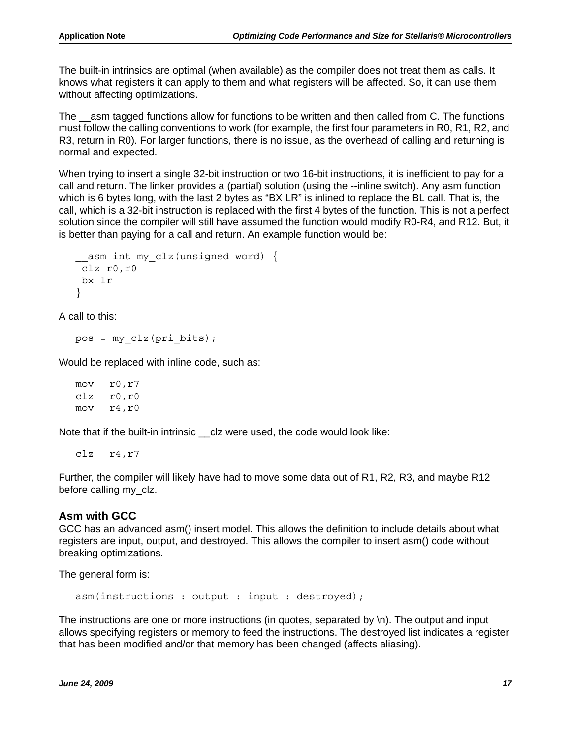The built-in intrinsics are optimal (when available) as the compiler does not treat them as calls. It knows what registers it can apply to them and what registers will be affected. So, it can use them without affecting optimizations.

The __asm tagged functions allow for functions to be written and then called from C. The functions must follow the calling conventions to work (for example, the first four parameters in R0, R1, R2, and R3, return in R0). For larger functions, there is no issue, as the overhead of calling and returning is normal and expected.

When trying to insert a single 32-bit instruction or two 16-bit instructions, it is inefficient to pay for a call and return. The linker provides a (partial) solution (using the --inline switch). Any asm function which is 6 bytes long, with the last 2 bytes as “BX LR” is inlined to replace the BL call. That is, the call, which is a 32-bit instruction is replaced with the first 4 bytes of the function. This is not a perfect solution since the compiler will still have assumed the function would modify R0-R4, and R12. But, it is better than paying for a call and return. An example function would be:

```
__asm int my_clz(unsigned word) {
 clz r0,r0
 bx lr
}
```

A call to this:

```
pos = my_clz(pri_bits);
```

Would be replaced with inline code, such as:

```
mov   r0,r7
clz   r0,r0
mov   r4,r0
```

Note that if the built-in intrinsic __clz were used, the code would look like:

```
clz   r4,r7
```

Further, the compiler will likely have had to move some data out of R1, R2, R3, and maybe R12 before calling my_clz.

### Asm with GCC

GCC has an advanced asm() insert model. This allows the definition to include details about what registers are input, output, and destroyed. This allows the compiler to insert asm() code without breaking optimizations.

The general form is:

```
asm(instructions : output : input : destroyed);
```

The instructions are one or more instructions (in quotes, separated by \n). The output and input allows specifying registers or memory to feed the instructions. The destroyed list indicates a register that has been modified and/or that memory has been changed (affects aliasing).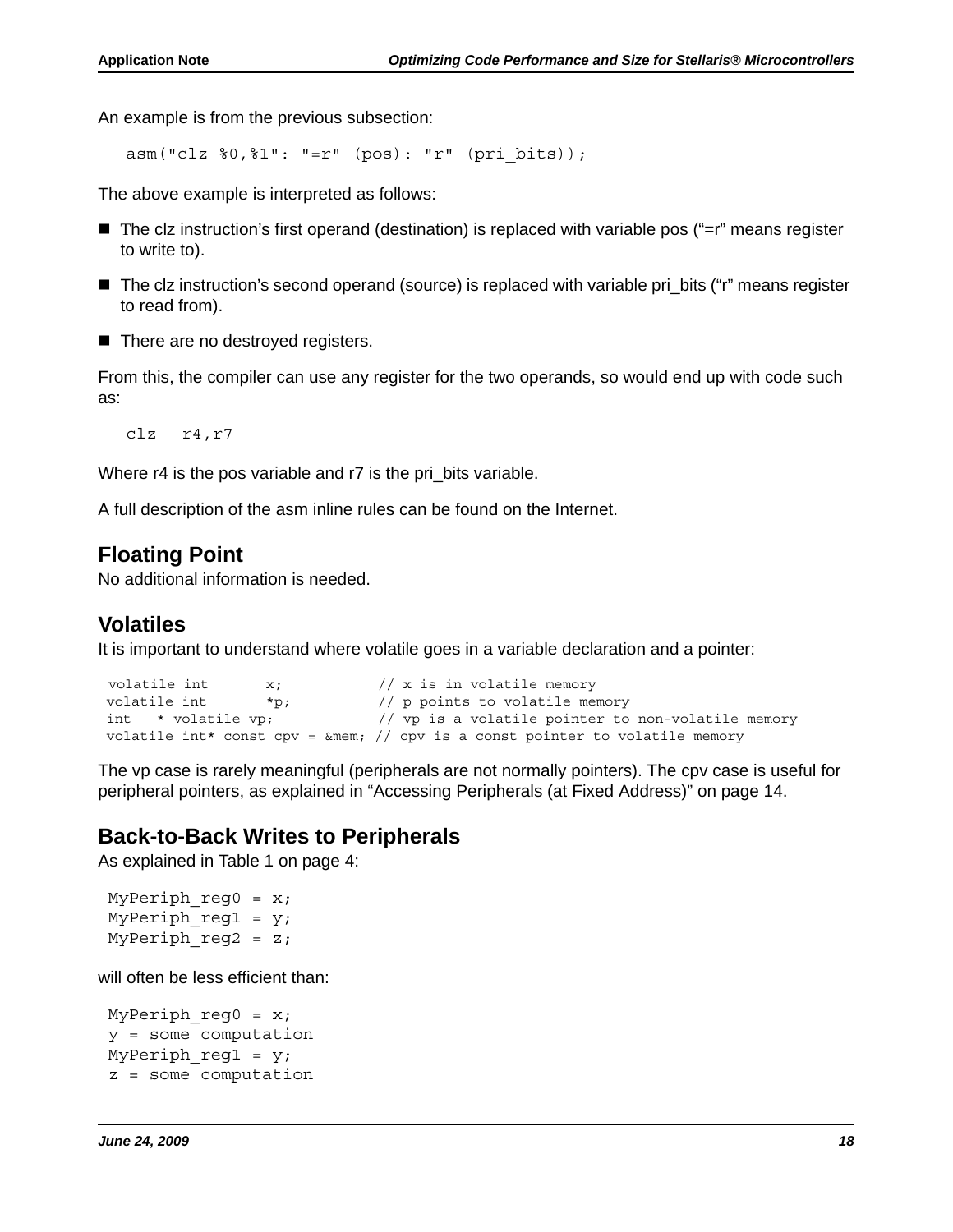An example is from the previous subsection:

```
asm("clz %0,%1": "=r" (pos): "r" (pri_bits));
```

The above example is interpreted as follows:

- The clz instruction's first operand (destination) is replaced with variable pos ("=r" means register to write to).
- The clz instruction's second operand (source) is replaced with variable pri_bits ("r" means register to read from).
- There are no destroyed registers.

From this, the compiler can use any register for the two operands, so would end up with code such as:

```
clz   r4,r7
```

Where r4 is the pos variable and r7 is the pri_bits variable.

A full description of the asm inline rules can be found on the Internet.

## Floating Point

No additional information is needed.

## Volatiles

It is important to understand where volatile goes in a variable declaration and a pointer:

```
volatile int       x;            // x is in volatile memory
volatile int       *p;           // p points to volatile memory
int   * volatile vp;             // vp is a volatile pointer to non-volatile memory
volatile int* const cpv = &mem; // cpv is a const pointer to volatile memory
```

The vp case is rarely meaningful (peripherals are not normally pointers). The cpv case is useful for peripheral pointers, as explained in "Accessing Peripherals (at Fixed Address)" on page 14.

## Back-to-Back Writes to Peripherals

As explained in Table 1 on page 4:

```
MyPeriph_reg0 = x;
MyPeriph_reg1 = y;
MyPeriph_reg2 = z;
```

will often be less efficient than:

```
MyPeriph_reg0 = x;
y = some computation
MyPeriph_reg1 = y;
z = some computation
```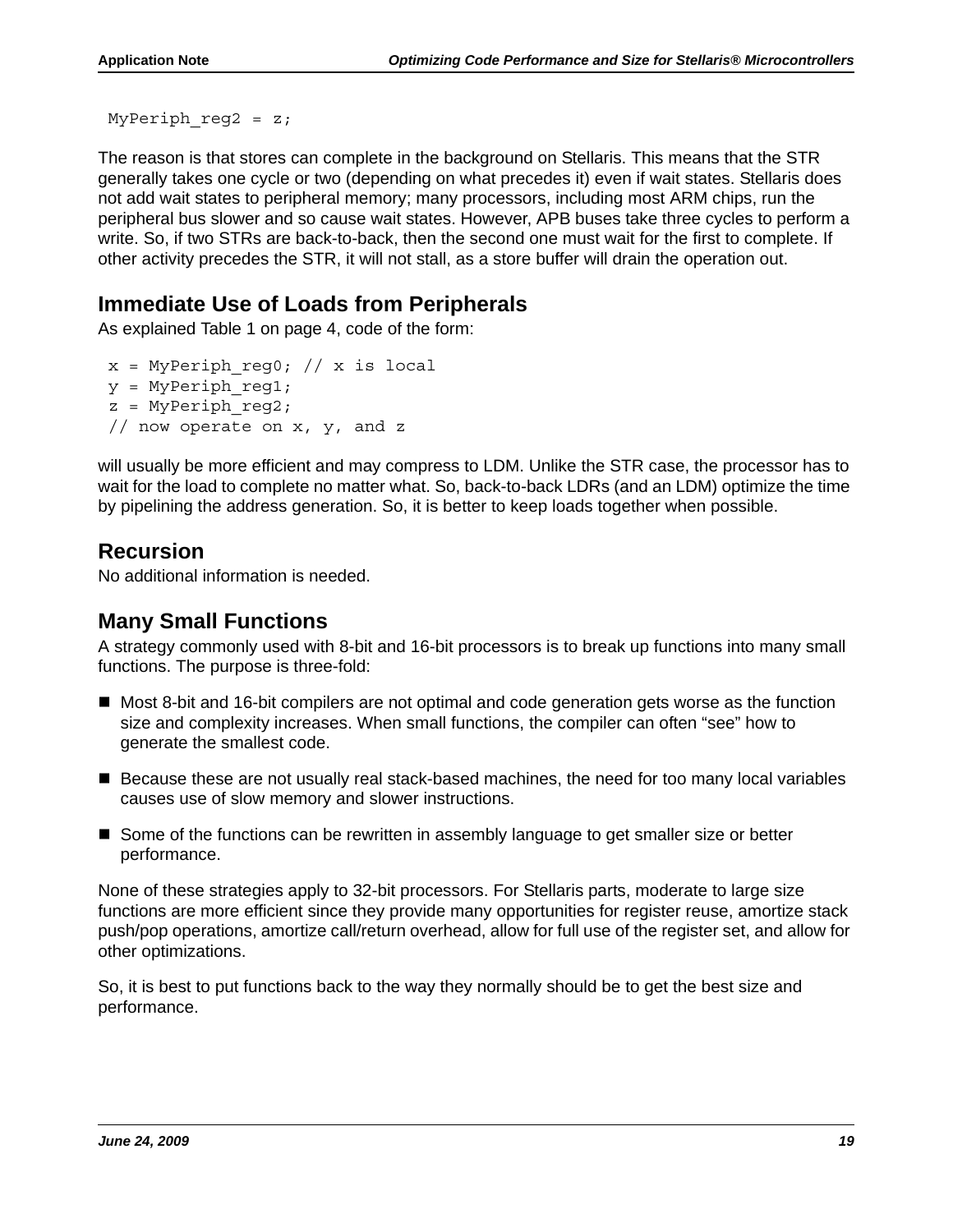```
MyPeriph_reg2 = z;
```

The reason is that stores can complete in the background on Stellaris. This means that the STR generally takes one cycle or two (depending on what precedes it) even if wait states. Stellaris does not add wait states to peripheral memory; many processors, including most ARM chips, run the peripheral bus slower and so cause wait states. However, APB buses take three cycles to perform a write. So, if two STRs are back-to-back, then the second one must wait for the first to complete. If other activity precedes the STR, it will not stall, as a store buffer will drain the operation out.

## Immediate Use of Loads from Peripherals

As explained Table 1 on page 4, code of the form:

```
x = MyPeriph_reg0; // x is local
y = MyPeriph_reg1;
z = MyPeriph_reg2;
// now operate on x, y, and z
```

will usually be more efficient and may compress to LDM. Unlike the STR case, the processor has to wait for the load to complete no matter what. So, back-to-back LDRs (and an LDM) optimize the time by pipelining the address generation. So, it is better to keep loads together when possible.

## Recursion

No additional information is needed.

## Many Small Functions

A strategy commonly used with 8-bit and 16-bit processors is to break up functions into many small functions. The purpose is three-fold:

- Most 8-bit and 16-bit compilers are not optimal and code generation gets worse as the function size and complexity increases. When small functions, the compiler can often “see” how to generate the smallest code.
- Because these are not usually real stack-based machines, the need for too many local variables causes use of slow memory and slower instructions.
- Some of the functions can be rewritten in assembly language to get smaller size or better performance.

None of these strategies apply to 32-bit processors. For Stellaris parts, moderate to large size functions are more efficient since they provide many opportunities for register reuse, amortize stack push/pop operations, amortize call/return overhead, allow for full use of the register set, and allow for other optimizations.

So, it is best to put functions back to the way they normally should be to get the best size and performance.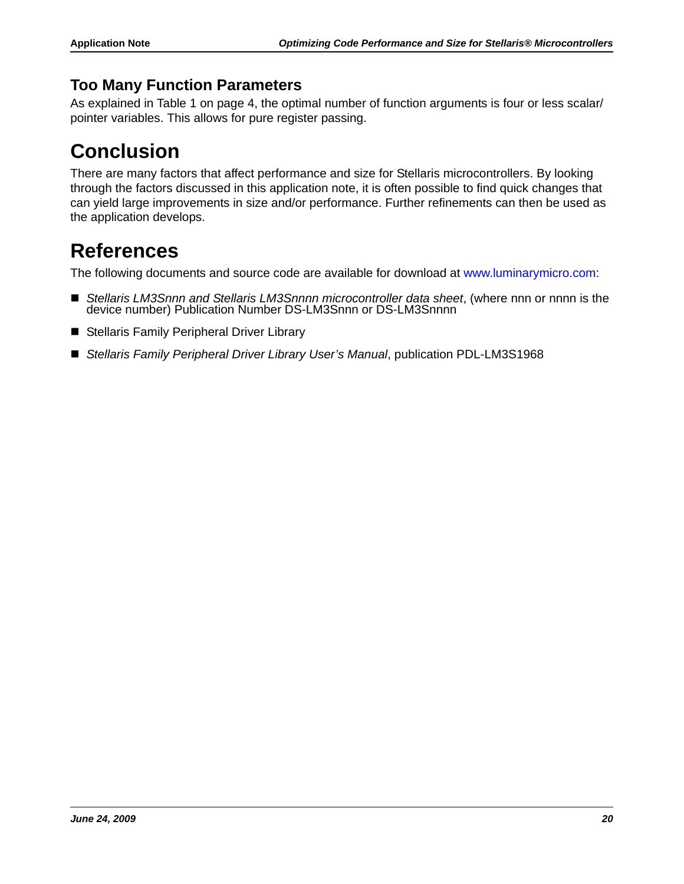### Too Many Function Parameters

As explained in Table 1 on page 4, the optimal number of function arguments is four or less scalar/ pointer variables. This allows for pure register passing.

# Conclusion

There are many factors that affect performance and size for Stellaris microcontrollers. By looking through the factors discussed in this application note, it is often possible to find quick changes that can yield large improvements in size and/or performance. Further refinements can then be used as the application develops.

# References

The following documents and source code are available for download at www.luminarymicro.com:

- *Stellaris LM3Snnn and Stellaris LM3Snnnn microcontroller data sheet*, (where nnn or nnnn is the device number) Publication Number DS-LM3Snnn or DS-LM3Snnnn
- Stellaris Family Peripheral Driver Library
- *Stellaris Family Peripheral Driver Library User's Manual*, publication PDL-LM3S1968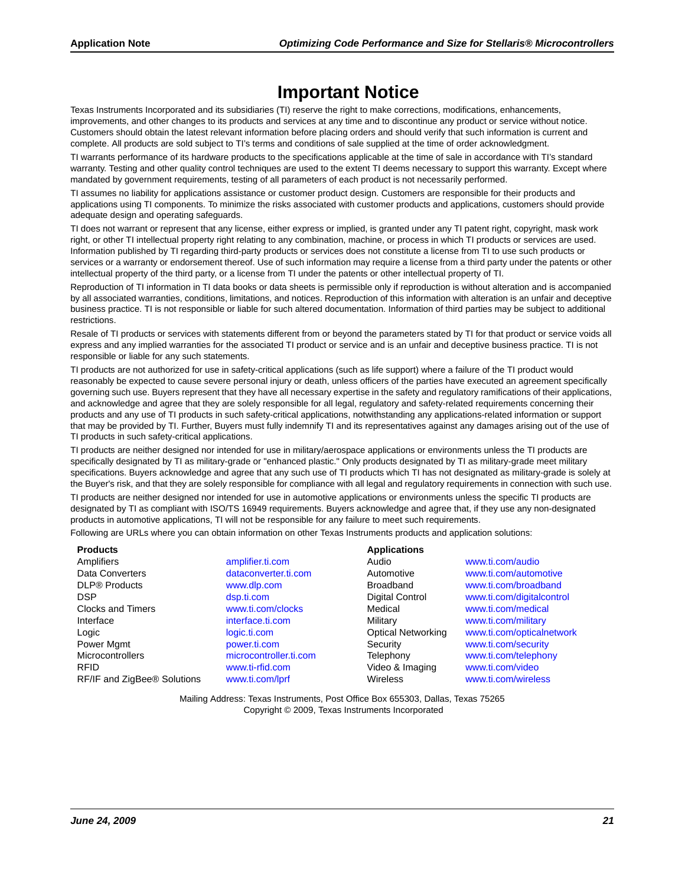# Important Notice

Texas Instruments Incorporated and its subsidiaries (TI) reserve the right to make corrections, modifications, enhancements, improvements, and other changes to its products and services at any time and to discontinue any product or service without notice. Customers should obtain the latest relevant information before placing orders and should verify that such information is current and complete. All products are sold subject to TI's terms and conditions of sale supplied at the time of order acknowledgment.

TI warrants performance of its hardware products to the specifications applicable at the time of sale in accordance with TI's standard warranty. Testing and other quality control techniques are used to the extent TI deems necessary to support this warranty. Except where mandated by government requirements, testing of all parameters of each product is not necessarily performed.

TI assumes no liability for applications assistance or customer product design. Customers are responsible for their products and applications using TI components. To minimize the risks associated with customer products and applications, customers should provide adequate design and operating safeguards.

TI does not warrant or represent that any license, either express or implied, is granted under any TI patent right, copyright, mask work right, or other TI intellectual property right relating to any combination, machine, or process in which TI products or services are used. Information published by TI regarding third-party products or services does not constitute a license from TI to use such products or services or a warranty or endorsement thereof. Use of such information may require a license from a third party under the patents or other intellectual property of the third party, or a license from TI under the patents or other intellectual property of TI.

Reproduction of TI information in TI data books or data sheets is permissible only if reproduction is without alteration and is accompanied by all associated warranties, conditions, limitations, and notices. Reproduction of this information with alteration is an unfair and deceptive business practice. TI is not responsible or liable for such altered documentation. Information of third parties may be subject to additional restrictions.

Resale of TI products or services with statements different from or beyond the parameters stated by TI for that product or service voids all express and any implied warranties for the associated TI product or service and is an unfair and deceptive business practice. TI is not responsible or liable for any such statements.

TI products are not authorized for use in safety-critical applications (such as life support) where a failure of the TI product would reasonably be expected to cause severe personal injury or death, unless officers of the parties have executed an agreement specifically governing such use. Buyers represent that they have all necessary expertise in the safety and regulatory ramifications of their applications, and acknowledge and agree that they are solely responsible for all legal, regulatory and safety-related requirements concerning their products and any use of TI products in such safety-critical applications, notwithstanding any applications-related information or support that may be provided by TI. Further, Buyers must fully indemnify TI and its representatives against any damages arising out of the use of TI products in such safety-critical applications.

TI products are neither designed nor intended for use in military/aerospace applications or environments unless the TI products are specifically designated by TI as military-grade or "enhanced plastic." Only products designated by TI as military-grade meet military specifications. Buyers acknowledge and agree that any such use of TI products which TI has not designated as military-grade is solely at the Buyer's risk, and that they are solely responsible for compliance with all legal and regulatory requirements in connection with such use.

TI products are neither designed nor intended for use in automotive applications or environments unless the specific TI products are designated by TI as compliant with ISO/TS 16949 requirements. Buyers acknowledge and agree that, if they use any non-designated products in automotive applications, TI will not be responsible for any failure to meet such requirements.

Following are URLs where you can obtain information on other Texas Instruments products and application solutions:

| **Products** | | **Applications** | |
|---|---|---|---|
| Amplifiers | amplifier.ti.com | Audio | www.ti.com/audio |
| Data Converters | dataconverter.ti.com | Automotive | www.ti.com/automotive |
| DLP® Products | www.dlp.com | Broadband | www.ti.com/broadband |
| DSP | dsp.ti.com | Digital Control | www.ti.com/digitalcontrol |
| Clocks and Timers | www.ti.com/clocks | Medical | www.ti.com/medical |
| Interface | interface.ti.com | Military | www.ti.com/military |
| Logic | logic.ti.com | Optical Networking | www.ti.com/opticalnetwork |
| Power Mgmt | power.ti.com | Security | www.ti.com/security |
| Microcontrollers | microcontroller.ti.com | Telephony | www.ti.com/telephony |
| RFID | www.ti-rfid.com | Video & Imaging | www.ti.com/video |
| RF/IF and ZigBee® Solutions | www.ti.com/lprf | Wireless | www.ti.com/wireless |

Mailing Address: Texas Instruments, Post Office Box 655303, Dallas, Texas 75265
Copyright © 2009, Texas Instruments Incorporated